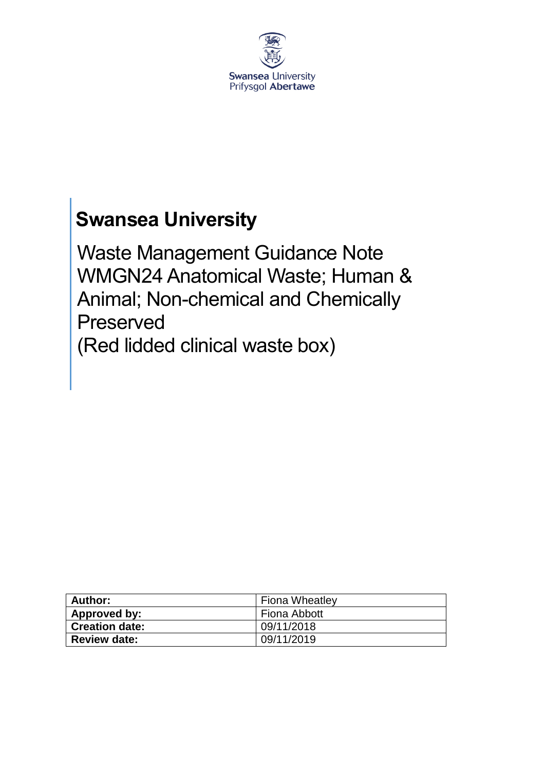Swansea University
Prifysgol Abertawe

# Swansea University

## Waste Management Guidance Note WMGN24 Anatomical Waste; Human & Animal; Non-chemical and Chemically Preserved (Red lidded clinical waste box)

| | |
|---|---|
| **Author:** | Fiona Wheatley |
| **Approved by:** | Fiona Abbott |
| **Creation date:** | 09/11/2018 |
| **Review date:** | 09/11/2019 |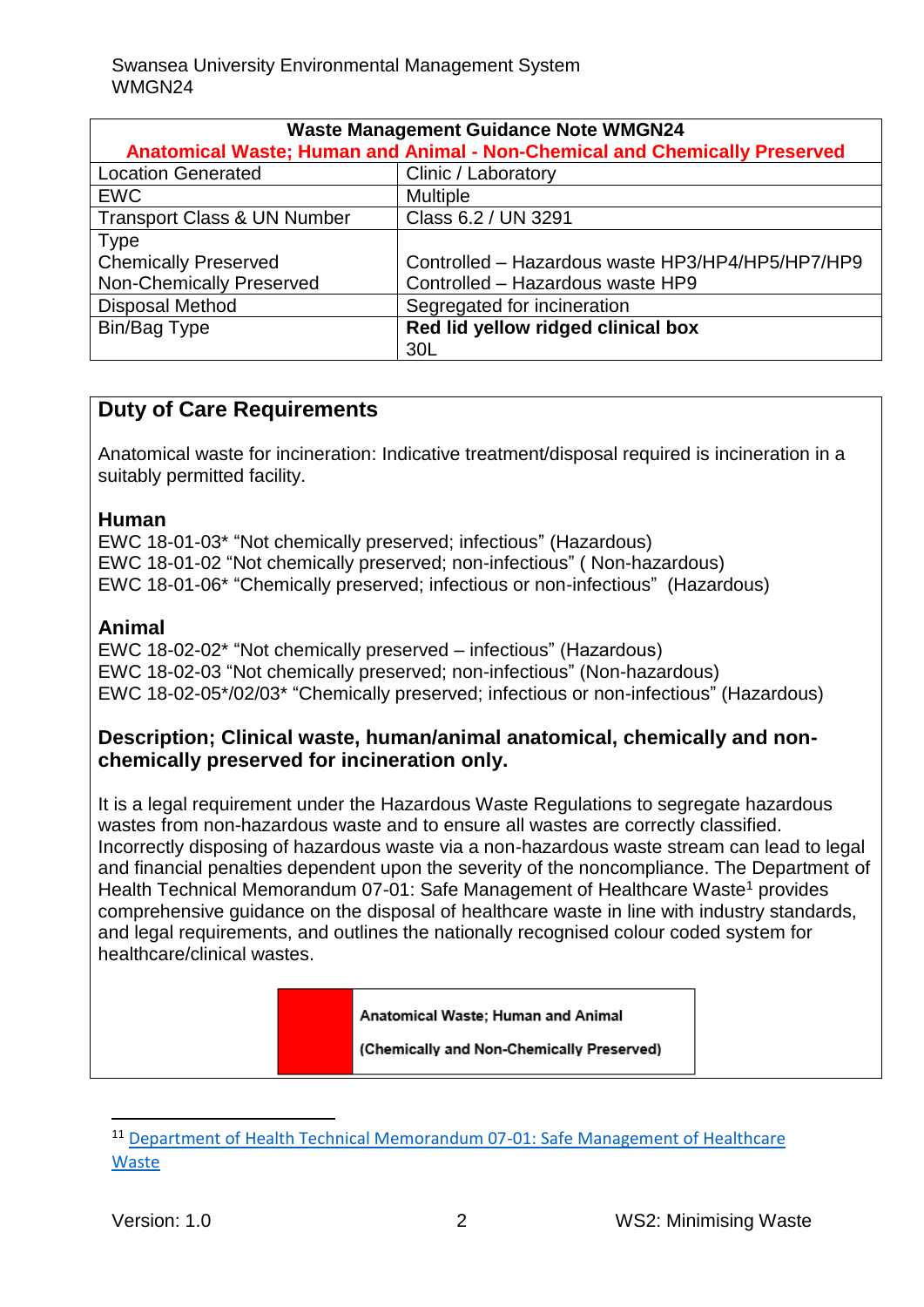| Waste Management Guidance Note WMGN24<br>Anatomical Waste; Human and Animal - Non-Chemical and Chemically Preserved | |
|---|---|
| Location Generated | Clinic / Laboratory |
| EWC | Multiple |
| Transport Class & UN Number | Class 6.2 / UN 3291 |
| Type<br>Chemically Preserved<br>Non-Chemically Preserved | <br>Controlled – Hazardous waste HP3/HP4/HP5/HP7/HP9<br>Controlled – Hazardous waste HP9 |
| Disposal Method | Segregated for incineration |
| Bin/Bag Type | **Red lid yellow ridged clinical box**<br>30L |

## Duty of Care Requirements

Anatomical waste for incineration: Indicative treatment/disposal required is incineration in a suitably permitted facility.

### Human

EWC 18-01-03* "Not chemically preserved; infectious" (Hazardous)
EWC 18-01-02 "Not chemically preserved; non-infectious" ( Non-hazardous)
EWC 18-01-06* "Chemically preserved; infectious or non-infectious" (Hazardous)

### Animal

EWC 18-02-02* "Not chemically preserved – infectious" (Hazardous)
EWC 18-02-03 "Not chemically preserved; non-infectious" (Non-hazardous)
EWC 18-02-05*/02/03* "Chemically preserved; infectious or non-infectious" (Hazardous)

### Description; Clinical waste, human/animal anatomical, chemically and non-chemically preserved for incineration only.

It is a legal requirement under the Hazardous Waste Regulations to segregate hazardous wastes from non-hazardous waste and to ensure all wastes are correctly classified. Incorrectly disposing of hazardous waste via a non-hazardous waste stream can lead to legal and financial penalties dependent upon the severity of the noncompliance. The Department of Health Technical Memorandum 07-01: Safe Management of Healthcare Waste[1] provides comprehensive guidance on the disposal of healthcare waste in line with industry standards, and legal requirements, and outlines the nationally recognised colour coded system for healthcare/clinical wastes.

| | Anatomical Waste; Human and Animal<br>(Chemically and Non-Chemically Preserved) |
|---|---|

[11] Department of Health Technical Memorandum 07-01: Safe Management of Healthcare Waste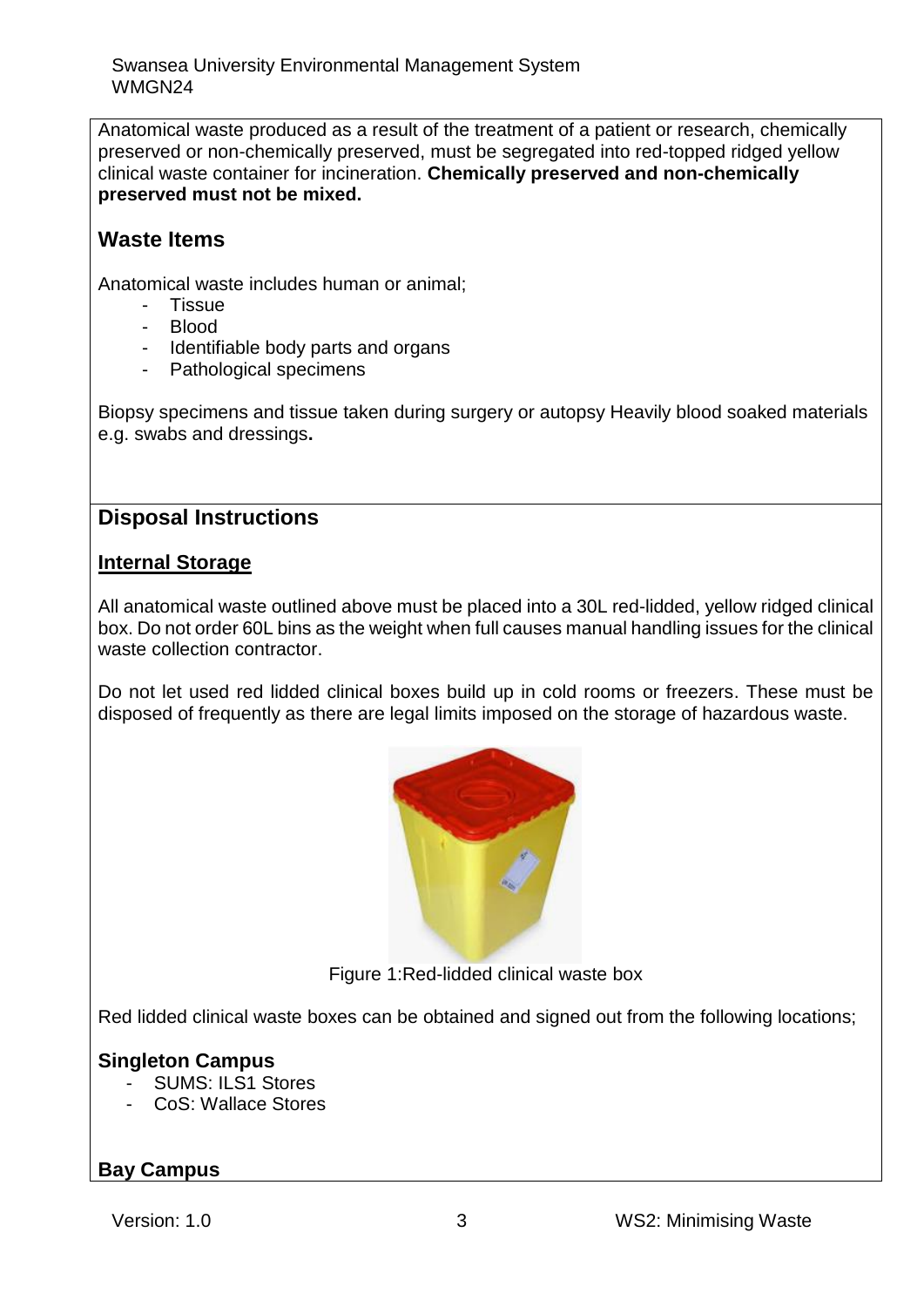Anatomical waste produced as a result of the treatment of a patient or research, chemically preserved or non-chemically preserved, must be segregated into red-topped ridged yellow clinical waste container for incineration. **Chemically preserved and non-chemically preserved must not be mixed.**

## Waste Items

Anatomical waste includes human or animal;

- Tissue
- Blood
- Identifiable body parts and organs
- Pathological specimens

Biopsy specimens and tissue taken during surgery or autopsy Heavily blood soaked materials e.g. swabs and dressings**.**

## Disposal Instructions

### Internal Storage

All anatomical waste outlined above must be placed into a 30L red-lidded, yellow ridged clinical box. Do not order 60L bins as the weight when full causes manual handling issues for the clinical waste collection contractor.

Do not let used red lidded clinical boxes build up in cold rooms or freezers. These must be disposed of frequently as there are legal limits imposed on the storage of hazardous waste.

Figure 1:Red-lidded clinical waste box

Red lidded clinical waste boxes can be obtained and signed out from the following locations;

### Singleton Campus

- SUMS: ILS1 Stores
- CoS: Wallace Stores

### Bay Campus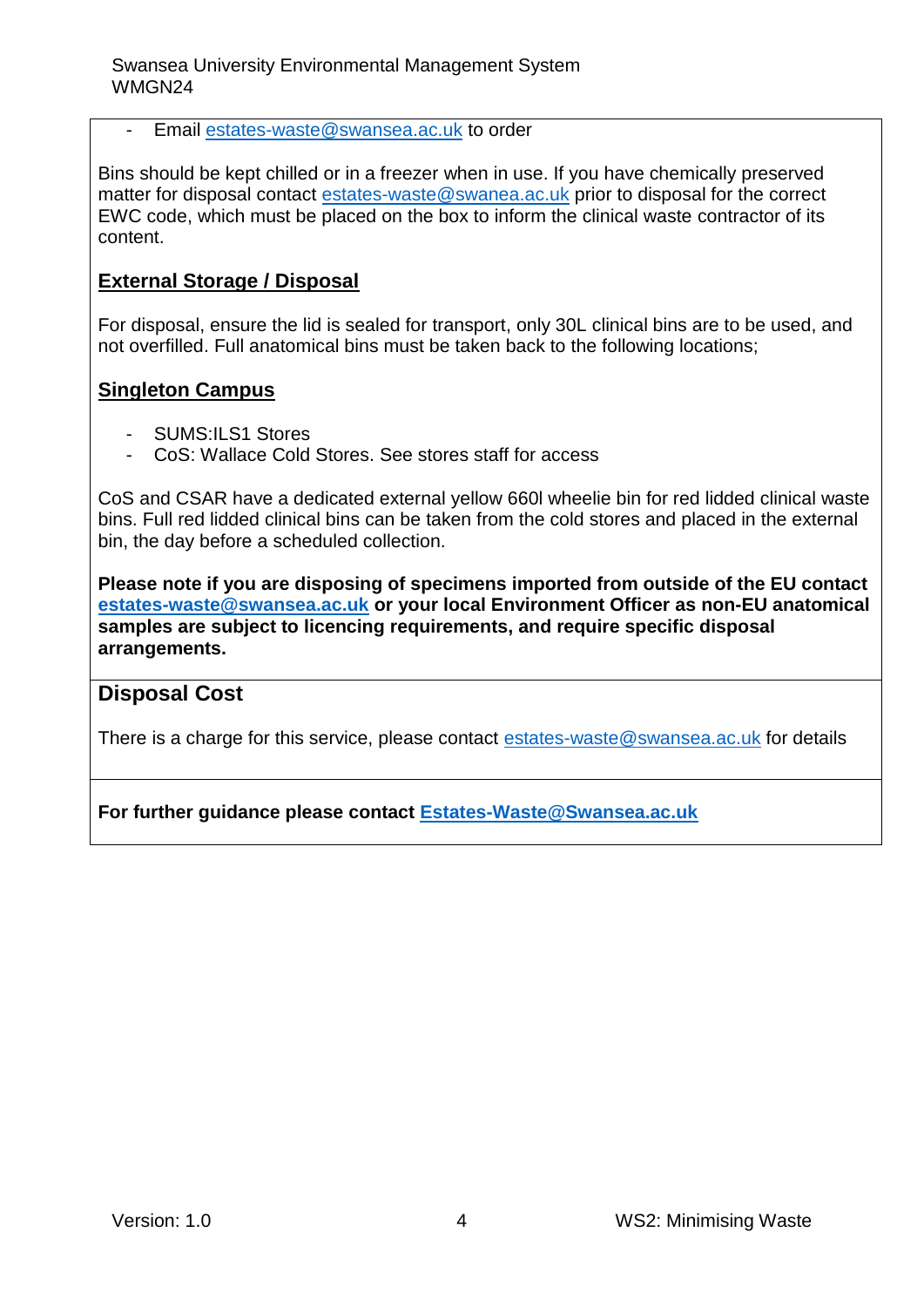- Email estates-waste@swansea.ac.uk to order

Bins should be kept chilled or in a freezer when in use. If you have chemically preserved matter for disposal contact estates-waste@swanea.ac.uk prior to disposal for the correct EWC code, which must be placed on the box to inform the clinical waste contractor of its content.

## External Storage / Disposal

For disposal, ensure the lid is sealed for transport, only 30L clinical bins are to be used, and not overfilled. Full anatomical bins must be taken back to the following locations;

## Singleton Campus

- SUMS:ILS1 Stores
- CoS: Wallace Cold Stores. See stores staff for access

CoS and CSAR have a dedicated external yellow 660l wheelie bin for red lidded clinical waste bins. Full red lidded clinical bins can be taken from the cold stores and placed in the external bin, the day before a scheduled collection.

**Please note if you are disposing of specimens imported from outside of the EU contact estates-waste@swansea.ac.uk or your local Environment Officer as non-EU anatomical samples are subject to licencing requirements, and require specific disposal arrangements.**

## Disposal Cost

There is a charge for this service, please contact estates-waste@swansea.ac.uk for details

**For further guidance please contact Estates-Waste@Swansea.ac.uk**